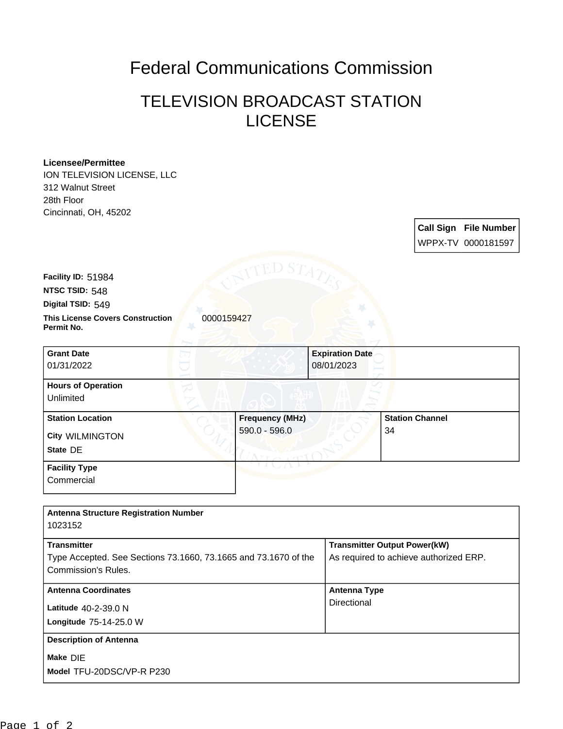# Federal Communications Commission

## TELEVISION BROADCAST STATION LICENSE

**Licensee/Permittee**
ION TELEVISION LICENSE, LLC
312 Walnut Street
28th Floor
Cincinnati, OH, 45202

| Call Sign | File Number |
|---|---|
| WPPX-TV | 0000181597 |

**Facility ID:** 51984
**NTSC TSID:** 548
**Digital TSID:** 549
**This License Covers Construction Permit No.** 0000159427

| **Grant Date** | **Expiration Date** | |
|---|---|---|
| 01/31/2022 | 08/01/2023 | |
| **Hours of Operation** Unlimited | | |
| **Station Location** City WILMINGTON State DE | **Frequency (MHz)** 590.0 - 596.0 | **Station Channel** 34 |
| **Facility Type** Commercial | | |

| **Antenna Structure Registration Number** | |
|---|---|
| 1023152 | |
| **Transmitter** Type Accepted. See Sections 73.1660, 73.1665 and 73.1670 of the Commission's Rules. | **Transmitter Output Power(kW)** As required to achieve authorized ERP. |
| **Antenna Coordinates** Latitude 40-2-39.0 N Longitude 75-14-25.0 W | **Antenna Type** Directional |
| **Description of Antenna** Make DIE Model TFU-20DSC/VP-R P230 | |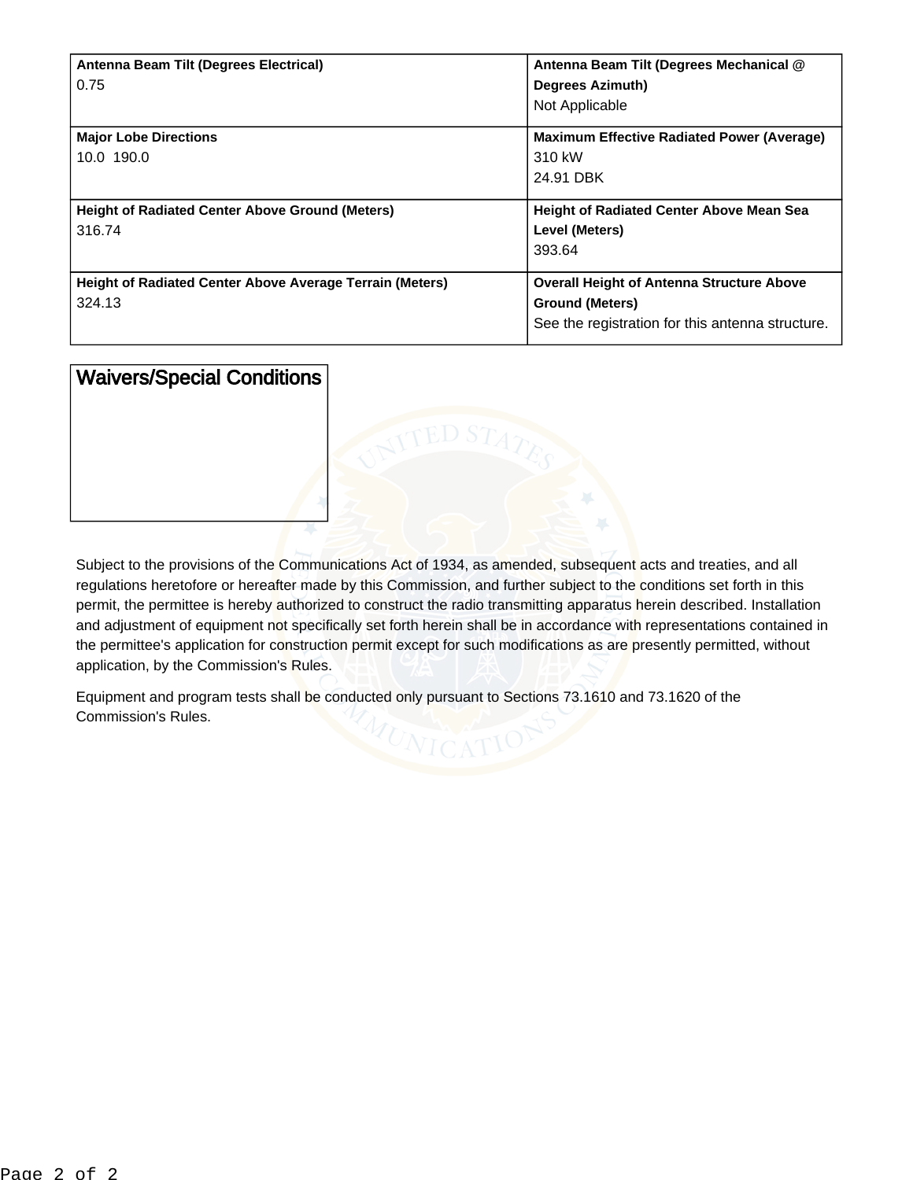| | |
|---|---|
| **Antenna Beam Tilt (Degrees Electrical)**<br>0.75 | **Antenna Beam Tilt (Degrees Mechanical @ Degrees Azimuth)**<br>Not Applicable |
| **Major Lobe Directions**<br>10.0  190.0 | **Maximum Effective Radiated Power (Average)**<br>310 kW<br>24.91 DBK |
| **Height of Radiated Center Above Ground (Meters)**<br>316.74 | **Height of Radiated Center Above Mean Sea Level (Meters)**<br>393.64 |
| **Height of Radiated Center Above Average Terrain (Meters)**<br>324.13 | **Overall Height of Antenna Structure Above Ground (Meters)**<br>See the registration for this antenna structure. |

## Waivers/Special Conditions

Subject to the provisions of the Communications Act of 1934, as amended, subsequent acts and treaties, and all regulations heretofore or hereafter made by this Commission, and further subject to the conditions set forth in this permit, the permittee is hereby authorized to construct the radio transmitting apparatus herein described. Installation and adjustment of equipment not specifically set forth herein shall be in accordance with representations contained in the permittee's application for construction permit except for such modifications as are presently permitted, without application, by the Commission's Rules.

Equipment and program tests shall be conducted only pursuant to Sections 73.1610 and 73.1620 of the Commission's Rules.